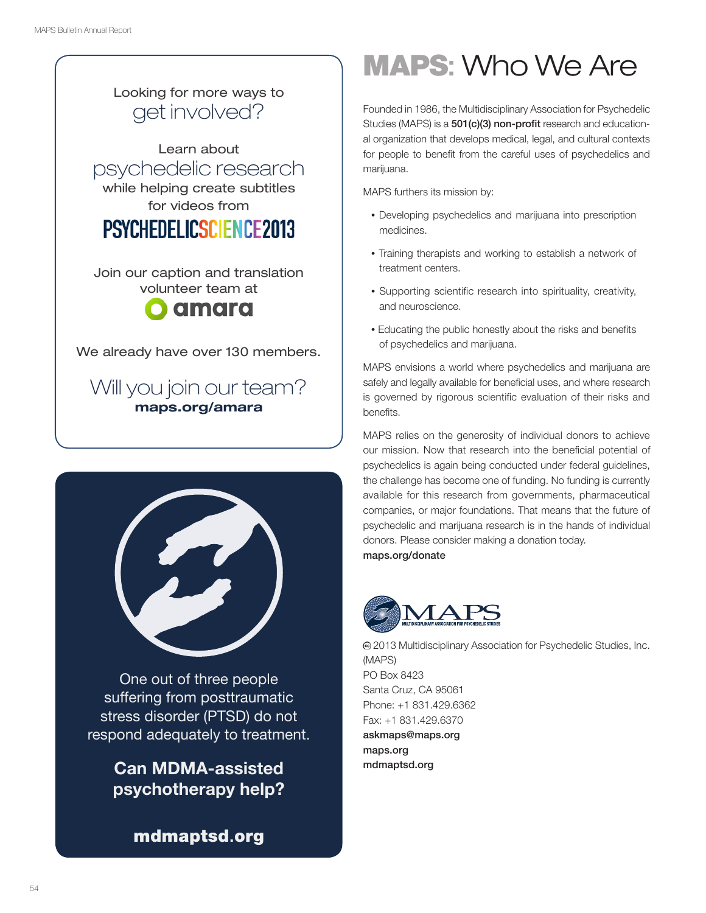Looking for more ways to

get involved?

Learn about

psychedelic research

while helping create subtitles for videos from

PSYCHEDELICSCIENCE2013

Join our caption and translation volunteer team at

amara

We already have over 130 members.

Will you join our team?

**maps.org/amara**

One out of three people suffering from posttraumatic stress disorder (PTSD) do not respond adequately to treatment.

**Can MDMA-assisted psychotherapy help?**

**mdmaptsd.org**

# MAPS: Who We Are

Founded in 1986, the Multidisciplinary Association for Psychedelic Studies (MAPS) is a **501(c)(3) non-profit** research and educational organization that develops medical, legal, and cultural contexts for people to benefit from the careful uses of psychedelics and marijuana.

MAPS furthers its mission by:

- Developing psychedelics and marijuana into prescription medicines.
- Training therapists and working to establish a network of treatment centers.
- Supporting scientific research into spirituality, creativity, and neuroscience.
- Educating the public honestly about the risks and benefits of psychedelics and marijuana.

MAPS envisions a world where psychedelics and marijuana are safely and legally available for beneficial uses, and where research is governed by rigorous scientific evaluation of their risks and benefits.

MAPS relies on the generosity of individual donors to achieve our mission. Now that research into the beneficial potential of psychedelics is again being conducted under federal guidelines, the challenge has become one of funding. No funding is currently available for this research from governments, pharmaceutical companies, or major foundations. That means that the future of psychedelic and marijuana research is in the hands of individual donors. Please consider making a donation today.
**maps.org/donate**

MAPS
MULTIDISCIPLINARY ASSOCIATION FOR PSYCHEDELIC STUDIES

© 2013 Multidisciplinary Association for Psychedelic Studies, Inc. (MAPS)
PO Box 8423
Santa Cruz, CA 95061
Phone: +1 831.429.6362
Fax: +1 831.429.6370
**askmaps@maps.org**
**maps.org**
**mdmaptsd.org**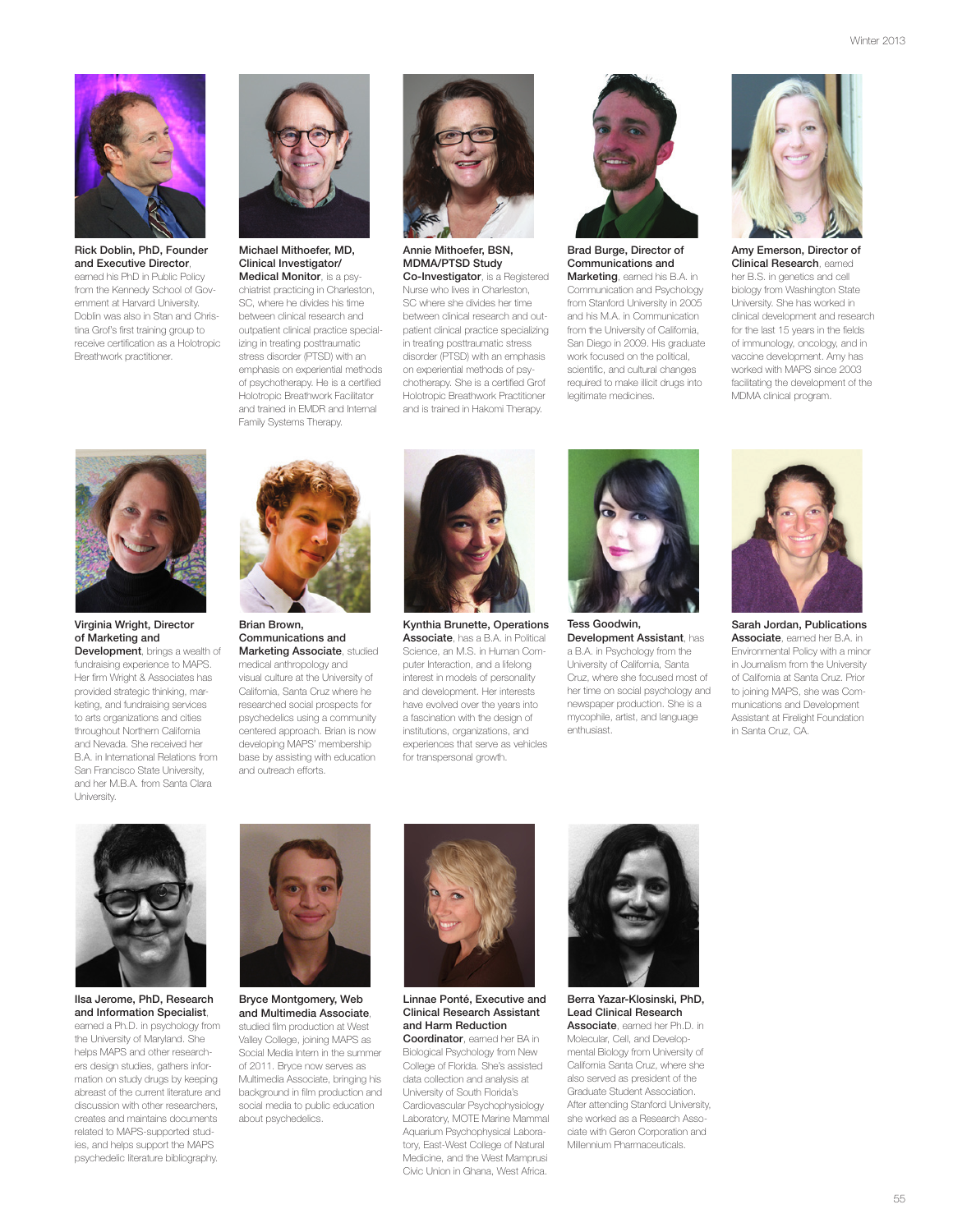**Rick Doblin, PhD, Founder and Executive Director**, earned his PhD in Public Policy from the Kennedy School of Government at Harvard University. Doblin was also in Stan and Christina Grof's first training group to receive certification as a Holotropic Breathwork practitioner.

**Michael Mithoefer, MD, Clinical Investigator/ Medical Monitor**, is a psychiatrist practicing in Charleston, SC, where he divides his time between clinical research and outpatient clinical practice specializing in treating posttraumatic stress disorder (PTSD) with an emphasis on experiential methods of psychotherapy. He is a certified Holotropic Breathwork Facilitator and trained in EMDR and Internal Family Systems Therapy.

**Annie Mithoefer, BSN, MDMA/PTSD Study Co-Investigator**, is a Registered Nurse who lives in Charleston, SC where she divides her time between clinical research and outpatient clinical practice specializing in treating posttraumatic stress disorder (PTSD) with an emphasis on experiential methods of psychotherapy. She is a certified Grof Holotropic Breathwork Practitioner and is trained in Hakomi Therapy.

**Brad Burge, Director of Communications and Marketing**, earned his B.A. in Communication and Psychology from Stanford University in 2005 and his M.A. in Communication from the University of California, San Diego in 2009. His graduate work focused on the political, scientific, and cultural changes required to make illicit drugs into legitimate medicines.

**Amy Emerson, Director of Clinical Research**, earned her B.S. in genetics and cell biology from Washington State University. She has worked in clinical development and research for the last 15 years in the fields of immunology, oncology, and in vaccine development. Amy has worked with MAPS since 2003 facilitating the development of the MDMA clinical program.

**Virginia Wright, Director of Marketing and Development**, brings a wealth of fundraising experience to MAPS. Her firm Wright & Associates has provided strategic thinking, marketing, and fundraising services to arts organizations and cities throughout Northern California and Nevada. She received her B.A. in International Relations from San Francisco State University, and her M.B.A. from Santa Clara University.

**Brian Brown, Communications and Marketing Associate**, studied medical anthropology and visual culture at the University of California, Santa Cruz where he researched social prospects for psychedelics using a community centered approach. Brian is now developing MAPS' membership base by assisting with education and outreach efforts.

**Kynthia Brunette, Operations Associate**, has a B.A. in Political Science, an M.S. in Human Computer Interaction, and a lifelong interest in models of personality and development. Her interests have evolved over the years into a fascination with the design of institutions, organizations, and experiences that serve as vehicles for transpersonal growth.

**Tess Goodwin, Development Assistant**, has a B.A. in Psychology from the University of California, Santa Cruz, where she focused most of her time on social psychology and newspaper production. She is a mycophile, artist, and language enthusiast.

**Sarah Jordan, Publications Associate**, earned her B.A. in Environmental Policy with a minor in Journalism from the University of California at Santa Cruz. Prior to joining MAPS, she was Communications and Development Assistant at Firelight Foundation in Santa Cruz, CA.

**Ilsa Jerome, PhD, Research and Information Specialist**, earned a Ph.D. in psychology from the University of Maryland. She helps MAPS and other researchers design studies, gathers information on study drugs by keeping abreast of the current literature and discussion with other researchers, creates and maintains documents related to MAPS-supported studies, and helps support the MAPS psychedelic literature bibliography.

**Bryce Montgomery, Web and Multimedia Associate**, studied film production at West Valley College, joining MAPS as Social Media Intern in the summer of 2011. Bryce now serves as Multimedia Associate, bringing his background in film production and social media to public education about psychedelics.

**Linnae Ponté, Executive and Clinical Research Assistant and Harm Reduction Coordinator**, earned her BA in Biological Psychology from New College of Florida. She's assisted data collection and analysis at University of South Florida's Cardiovascular Psychophysiology Laboratory, MOTE Marine Mammal Aquarium Psychophysical Laboratory, East-West College of Natural Medicine, and the West Mamprusi Civic Union in Ghana, West Africa.

**Berra Yazar-Klosinski, PhD, Lead Clinical Research Associate**, earned her Ph.D. in Molecular, Cell, and Developmental Biology from University of California Santa Cruz, where she also served as president of the Graduate Student Association. After attending Stanford University, she worked as a Research Associate with Geron Corporation and Millennium Pharmaceuticals.